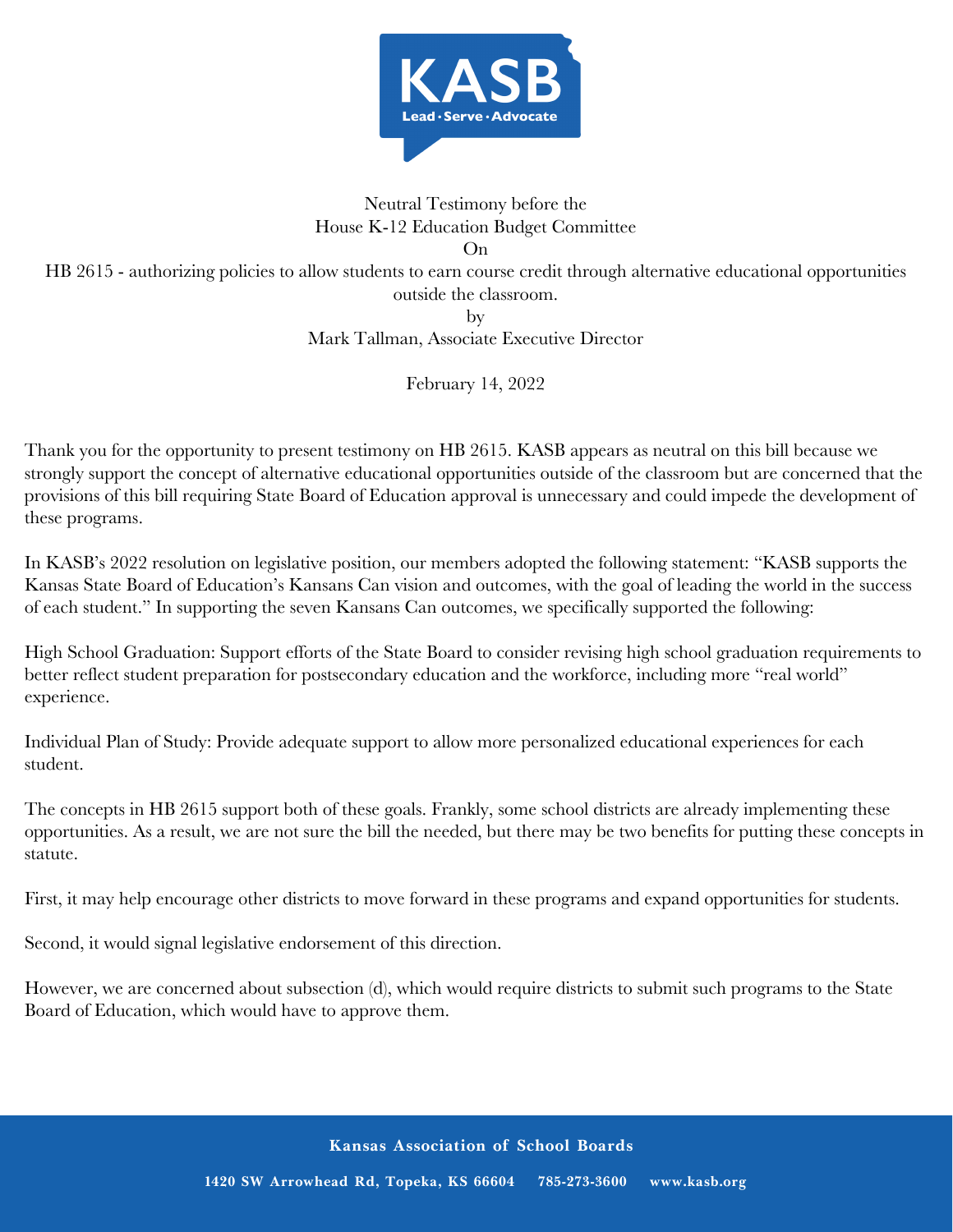Neutral Testimony before the
House K-12 Education Budget Committee
On
HB 2615 - authorizing policies to allow students to earn course credit through alternative educational opportunities outside the classroom.
by
Mark Tallman, Associate Executive Director

February 14, 2022

Thank you for the opportunity to present testimony on HB 2615. KASB appears as neutral on this bill because we strongly support the concept of alternative educational opportunities outside of the classroom but are concerned that the provisions of this bill requiring State Board of Education approval is unnecessary and could impede the development of these programs.

In KASB's 2022 resolution on legislative position, our members adopted the following statement: "KASB supports the Kansas State Board of Education's Kansans Can vision and outcomes, with the goal of leading the world in the success of each student." In supporting the seven Kansans Can outcomes, we specifically supported the following:

High School Graduation: Support efforts of the State Board to consider revising high school graduation requirements to better reflect student preparation for postsecondary education and the workforce, including more "real world" experience.

Individual Plan of Study: Provide adequate support to allow more personalized educational experiences for each student.

The concepts in HB 2615 support both of these goals. Frankly, some school districts are already implementing these opportunities. As a result, we are not sure the bill the needed, but there may be two benefits for putting these concepts in statute.

First, it may help encourage other districts to move forward in these programs and expand opportunities for students.

Second, it would signal legislative endorsement of this direction.

However, we are concerned about subsection (d), which would require districts to submit such programs to the State Board of Education, which would have to approve them.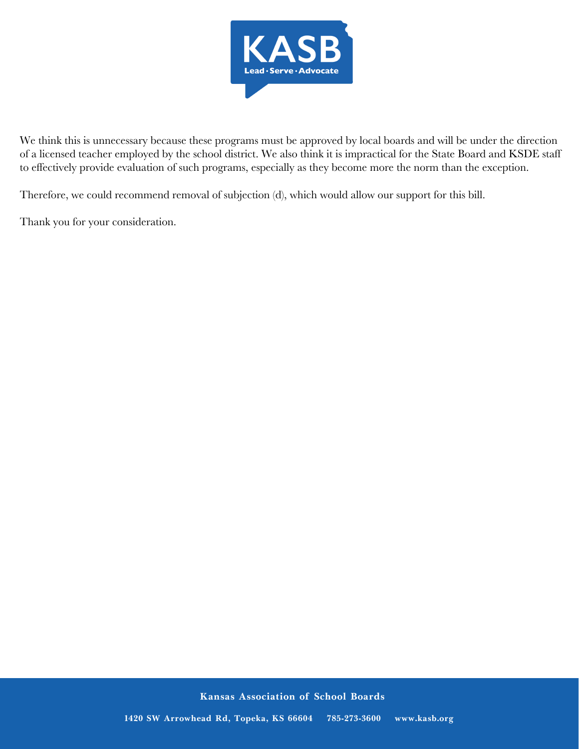We think this is unnecessary because these programs must be approved by local boards and will be under the direction of a licensed teacher employed by the school district. We also think it is impractical for the State Board and KSDE staff to effectively provide evaluation of such programs, especially as they become more the norm than the exception.

Therefore, we could recommend removal of subjection (d), which would allow our support for this bill.

Thank you for your consideration.